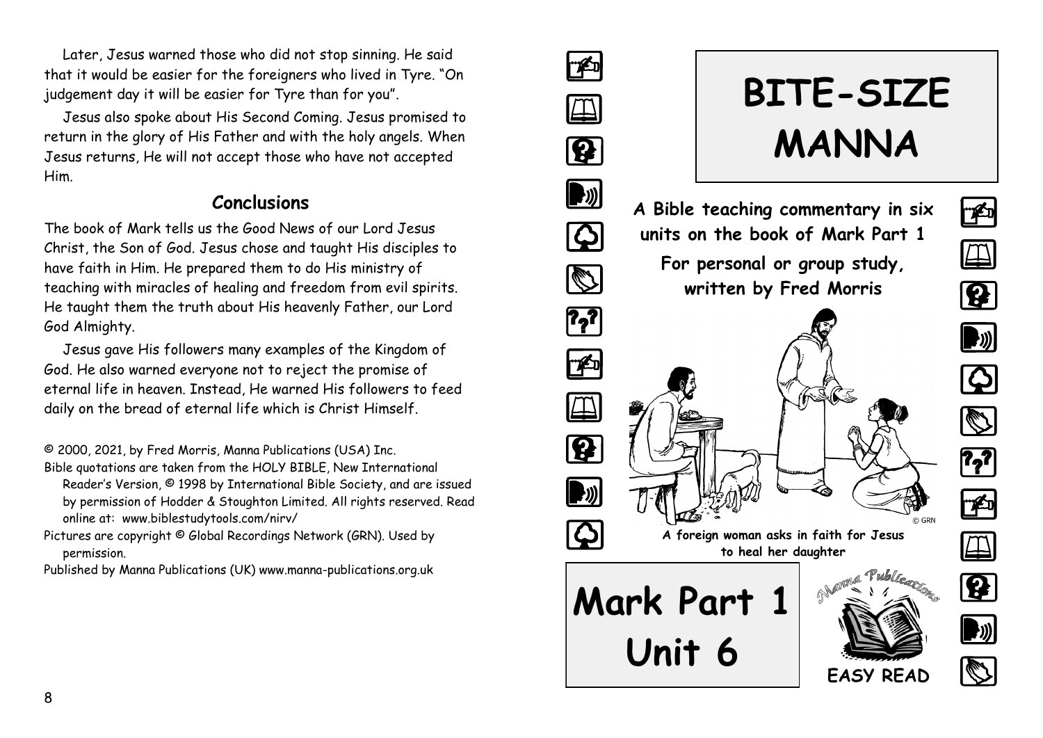Later, Jesus warned those who did not stop sinning. He said that it would be easier for the foreigners who lived in Tyre. "On judgement day it will be easier for Tyre than for you".

Jesus also spoke about His Second Coming. Jesus promised to return in the glory of His Father and with the holy angels. When Jesus returns, He will not accept those who have not accepted Him.

## Conclusions

The book of Mark tells us the Good News of our Lord Jesus Christ, the Son of God. Jesus chose and taught His disciples to have faith in Him. He prepared them to do His ministry of teaching with miracles of healing and freedom from evil spirits. He taught them the truth about His heavenly Father, our Lord God Almighty.

Jesus gave His followers many examples of the Kingdom of God. He also warned everyone not to reject the promise of eternal life in heaven. Instead, He warned His followers to feed daily on the bread of eternal life which is Christ Himself.

© 2000, 2021, by Fred Morris, Manna Publications (USA) Inc.

Bible quotations are taken from the HOLY BIBLE, New International Reader's Version, © 1998 by International Bible Society, and are issued by permission of Hodder & Stoughton Limited. All rights reserved. Read online at: www.biblestudytools.com/nirv/

Pictures are copyright © Global Recordings Network (GRN). Used by permission.

Published by Manna Publications (UK) www.manna-publications.org.uk

# BITE-SIZE MANNA

**A Bible teaching commentary in six units on the book of Mark Part 1**

**For personal or group study, written by Fred Morris**

© GRN

**A foreign woman asks in faith for Jesus to heal her daughter**

# Mark Part 1 Unit 6

Manna Publications

**EASY READ**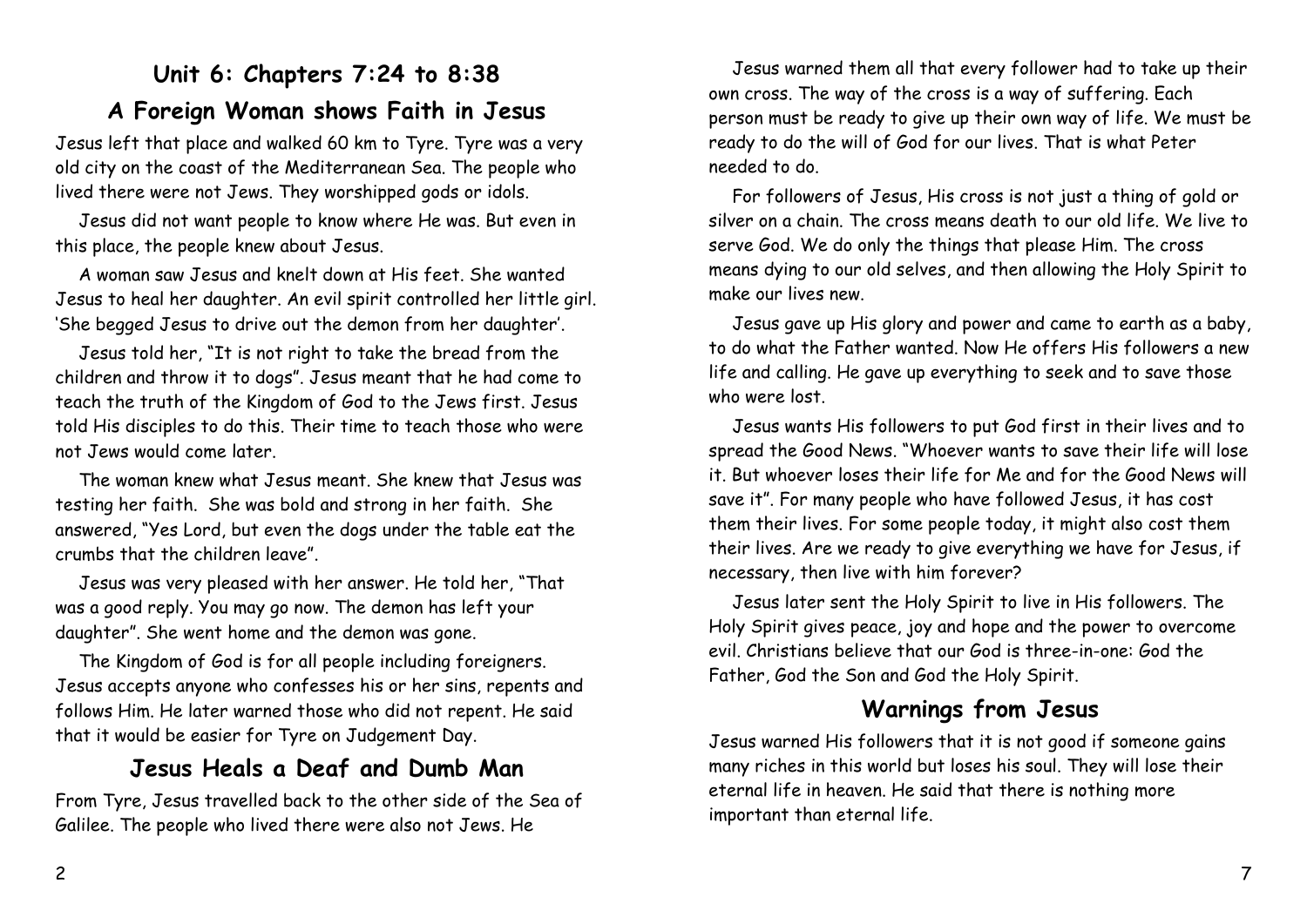## Unit 6: Chapters 7:24 to 8:38

### A Foreign Woman shows Faith in Jesus

Jesus left that place and walked 60 km to Tyre. Tyre was a very old city on the coast of the Mediterranean Sea. The people who lived there were not Jews. They worshipped gods or idols.

Jesus did not want people to know where He was. But even in this place, the people knew about Jesus.

A woman saw Jesus and knelt down at His feet. She wanted Jesus to heal her daughter. An evil spirit controlled her little girl. 'She begged Jesus to drive out the demon from her daughter'.

Jesus told her, "It is not right to take the bread from the children and throw it to dogs". Jesus meant that he had come to teach the truth of the Kingdom of God to the Jews first. Jesus told His disciples to do this. Their time to teach those who were not Jews would come later.

The woman knew what Jesus meant. She knew that Jesus was testing her faith. She was bold and strong in her faith. She answered, "Yes Lord, but even the dogs under the table eat the crumbs that the children leave".

Jesus was very pleased with her answer. He told her, "That was a good reply. You may go now. The demon has left your daughter". She went home and the demon was gone.

The Kingdom of God is for all people including foreigners. Jesus accepts anyone who confesses his or her sins, repents and follows Him. He later warned those who did not repent. He said that it would be easier for Tyre on Judgement Day.

### Jesus Heals a Deaf and Dumb Man

From Tyre, Jesus travelled back to the other side of the Sea of Galilee. The people who lived there were also not Jews. He

Jesus warned them all that every follower had to take up their own cross. The way of the cross is a way of suffering. Each person must be ready to give up their own way of life. We must be ready to do the will of God for our lives. That is what Peter needed to do.

For followers of Jesus, His cross is not just a thing of gold or silver on a chain. The cross means death to our old life. We live to serve God. We do only the things that please Him. The cross means dying to our old selves, and then allowing the Holy Spirit to make our lives new.

Jesus gave up His glory and power and came to earth as a baby, to do what the Father wanted. Now He offers His followers a new life and calling. He gave up everything to seek and to save those who were lost.

Jesus wants His followers to put God first in their lives and to spread the Good News. "Whoever wants to save their life will lose it. But whoever loses their life for Me and for the Good News will save it". For many people who have followed Jesus, it has cost them their lives. For some people today, it might also cost them their lives. Are we ready to give everything we have for Jesus, if necessary, then live with him forever?

Jesus later sent the Holy Spirit to live in His followers. The Holy Spirit gives peace, joy and hope and the power to overcome evil. Christians believe that our God is three-in-one: God the Father, God the Son and God the Holy Spirit.

### Warnings from Jesus

Jesus warned His followers that it is not good if someone gains many riches in this world but loses his soul. They will lose their eternal life in heaven. He said that there is nothing more important than eternal life.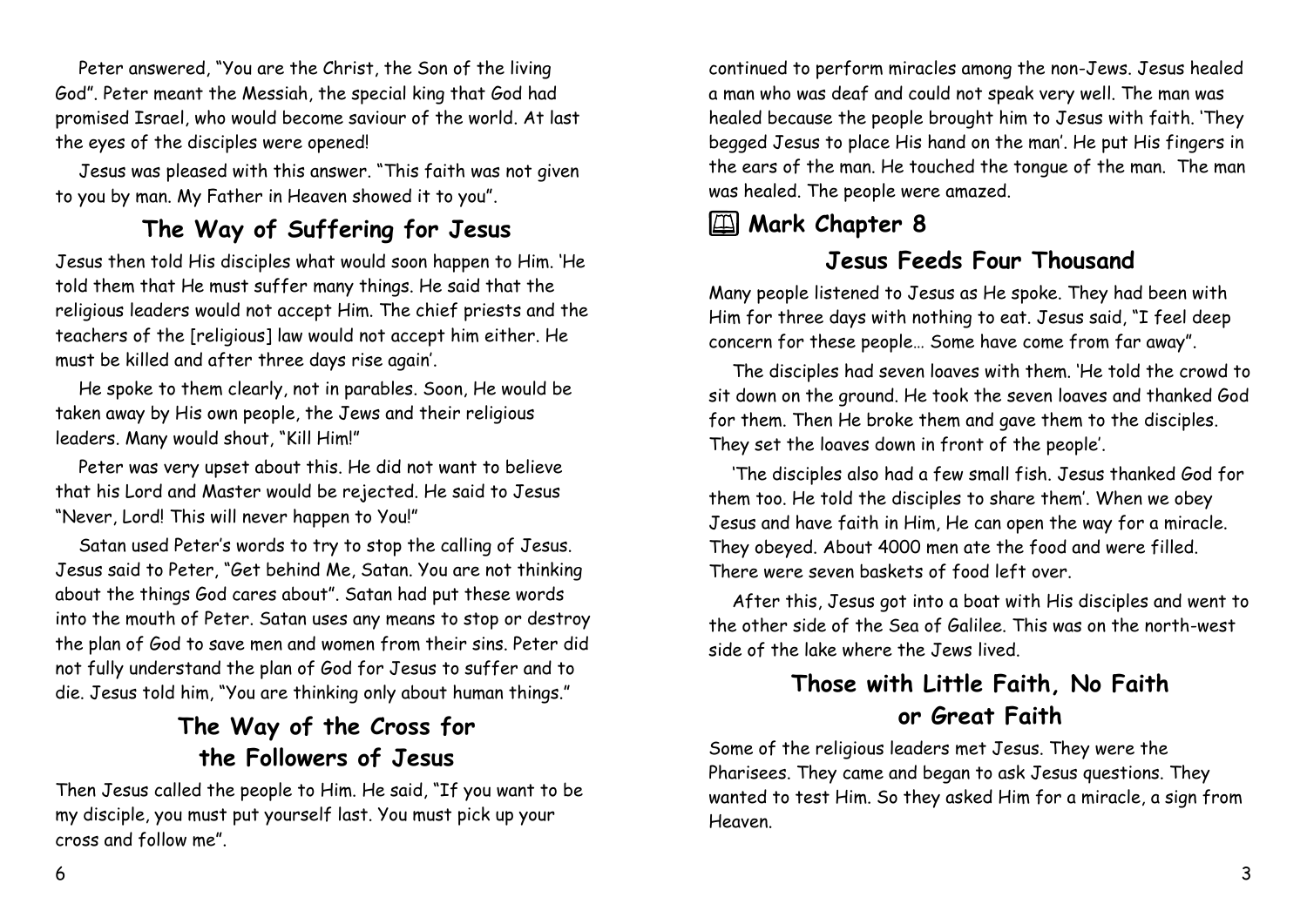Peter answered, "You are the Christ, the Son of the living God". Peter meant the Messiah, the special king that God had promised Israel, who would become saviour of the world. At last the eyes of the disciples were opened!

Jesus was pleased with this answer. "This faith was not given to you by man. My Father in Heaven showed it to you".

## The Way of Suffering for Jesus

Jesus then told His disciples what would soon happen to Him. 'He told them that He must suffer many things. He said that the religious leaders would not accept Him. The chief priests and the teachers of the [religious] law would not accept him either. He must be killed and after three days rise again'.

He spoke to them clearly, not in parables. Soon, He would be taken away by His own people, the Jews and their religious leaders. Many would shout, "Kill Him!"

Peter was very upset about this. He did not want to believe that his Lord and Master would be rejected. He said to Jesus "Never, Lord! This will never happen to You!"

Satan used Peter's words to try to stop the calling of Jesus. Jesus said to Peter, "Get behind Me, Satan. You are not thinking about the things God cares about". Satan had put these words into the mouth of Peter. Satan uses any means to stop or destroy the plan of God to save men and women from their sins. Peter did not fully understand the plan of God for Jesus to suffer and to die. Jesus told him, "You are thinking only about human things."

## The Way of the Cross for the Followers of Jesus

Then Jesus called the people to Him. He said, "If you want to be my disciple, you must put yourself last. You must pick up your cross and follow me".

continued to perform miracles among the non-Jews. Jesus healed a man who was deaf and could not speak very well. The man was healed because the people brought him to Jesus with faith. 'They begged Jesus to place His hand on the man'. He put His fingers in the ears of the man. He touched the tongue of the man. The man was healed. The people were amazed.

## 🕮 Mark Chapter 8

## Jesus Feeds Four Thousand

Many people listened to Jesus as He spoke. They had been with Him for three days with nothing to eat. Jesus said, "I feel deep concern for these people… Some have come from far away".

The disciples had seven loaves with them. 'He told the crowd to sit down on the ground. He took the seven loaves and thanked God for them. Then He broke them and gave them to the disciples. They set the loaves down in front of the people'.

'The disciples also had a few small fish. Jesus thanked God for them too. He told the disciples to share them'. When we obey Jesus and have faith in Him, He can open the way for a miracle. They obeyed. About 4000 men ate the food and were filled. There were seven baskets of food left over.

After this, Jesus got into a boat with His disciples and went to the other side of the Sea of Galilee. This was on the north-west side of the lake where the Jews lived.

## Those with Little Faith, No Faith or Great Faith

Some of the religious leaders met Jesus. They were the Pharisees. They came and began to ask Jesus questions. They wanted to test Him. So they asked Him for a miracle, a sign from Heaven.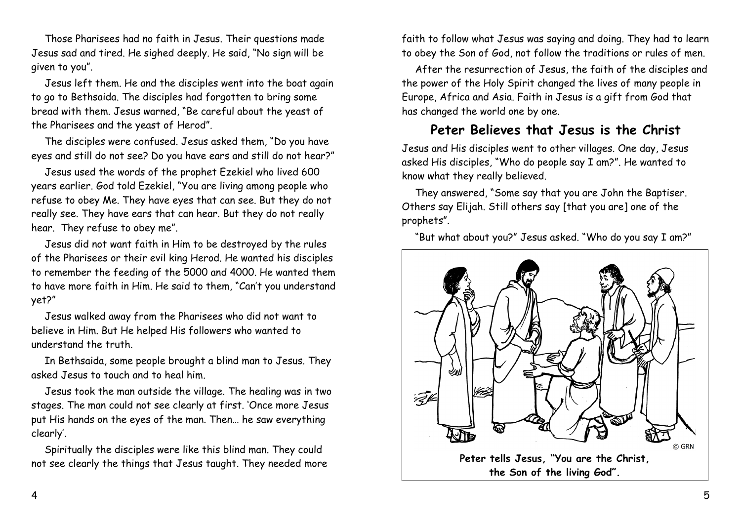Those Pharisees had no faith in Jesus. Their questions made Jesus sad and tired. He sighed deeply. He said, "No sign will be given to you".

Jesus left them. He and the disciples went into the boat again to go to Bethsaida. The disciples had forgotten to bring some bread with them. Jesus warned, "Be careful about the yeast of the Pharisees and the yeast of Herod".

The disciples were confused. Jesus asked them, "Do you have eyes and still do not see? Do you have ears and still do not hear?"

Jesus used the words of the prophet Ezekiel who lived 600 years earlier. God told Ezekiel, "You are living among people who refuse to obey Me. They have eyes that can see. But they do not really see. They have ears that can hear. But they do not really hear. They refuse to obey me".

Jesus did not want faith in Him to be destroyed by the rules of the Pharisees or their evil king Herod. He wanted his disciples to remember the feeding of the 5000 and 4000. He wanted them to have more faith in Him. He said to them, "Can't you understand yet?"

Jesus walked away from the Pharisees who did not want to believe in Him. But He helped His followers who wanted to understand the truth.

In Bethsaida, some people brought a blind man to Jesus. They asked Jesus to touch and to heal him.

Jesus took the man outside the village. The healing was in two stages. The man could not see clearly at first. 'Once more Jesus put His hands on the eyes of the man. Then… he saw everything clearly'.

Spiritually the disciples were like this blind man. They could not see clearly the things that Jesus taught. They needed more faith to follow what Jesus was saying and doing. They had to learn to obey the Son of God, not follow the traditions or rules of men.

After the resurrection of Jesus, the faith of the disciples and the power of the Holy Spirit changed the lives of many people in Europe, Africa and Asia. Faith in Jesus is a gift from God that has changed the world one by one.

## Peter Believes that Jesus is the Christ

Jesus and His disciples went to other villages. One day, Jesus asked His disciples, "Who do people say I am?". He wanted to know what they really believed.

They answered, "Some say that you are John the Baptiser. Others say Elijah. Still others say [that you are] one of the prophets".

"But what about you?" Jesus asked. "Who do you say I am?"

© GRN

**Peter tells Jesus, "You are the Christ, the Son of the living God".**